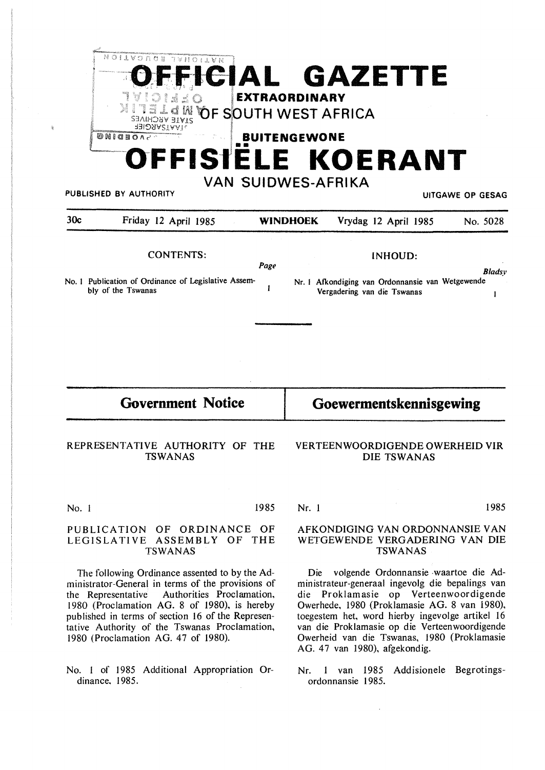# OFFICIAL GAZETTE

**EXTRAORDINARY**

OF SOUTH WEST AFRICA

**BUITENGEWONE**

# OFFISIËLE KOERANT

VAN SUIDWES-AFRIKA

PUBLISHED BY AUTHORITY — UITGAWE OP GESAG

30c — Friday 12 April 1985 — **WINDHOEK** — Vrydag 12 April 1985 — No. 5028

| CONTENTS: | *Page* | INHOUD: | *Bladsy* |
|---|---|---|---|
| No. 1 Publication of Ordinance of Legislative Assembly of the Tswanas | 1 | Nr. 1 Afkondiging van Ordonnansie van Wetgewende Vergadering van die Tswanas | 1 |

## Government Notice

### REPRESENTATIVE AUTHORITY OF THE TSWANAS

No. 1 — 1985

### PUBLICATION OF ORDINANCE OF LEGISLATIVE ASSEMBLY OF THE TSWANAS

The following Ordinance assented to by the Administrator-General in terms of the provisions of the Representative Authorities Proclamation, 1980 (Proclamation AG. 8 of 1980), is hereby published in terms of section 16 of the Representative Authority of the Tswanas Proclamation, 1980 (Proclamation AG. 47 of 1980).

No. 1 of 1985 Additional Appropriation Ordinance, 1985.

## Goewermentskennisgewing

### VERTEENWOORDIGENDE OWERHEID VIR DIE TSWANAS

Nr. 1 — 1985

### AFKONDIGING VAN ORDONNANSIE VAN WETGEWENDE VERGADERING VAN DIE TSWANAS

Die volgende Ordonnansie waartoe die Administrateur-generaal ingevolg die bepalings van die Proklamasie op Verteenwoordigende Owerhede, 1980 (Proklamasie AG. 8 van 1980), toegestem het, word hierby ingevolge artikel 16 van die Proklamasie op die Verteenwoordigende Owerheid van die Tswanas, 1980 (Proklamasie AG. 47 van 1980), afgekondig.

Nr. 1 van 1985 Addisionele Begrotingsordonnansie 1985.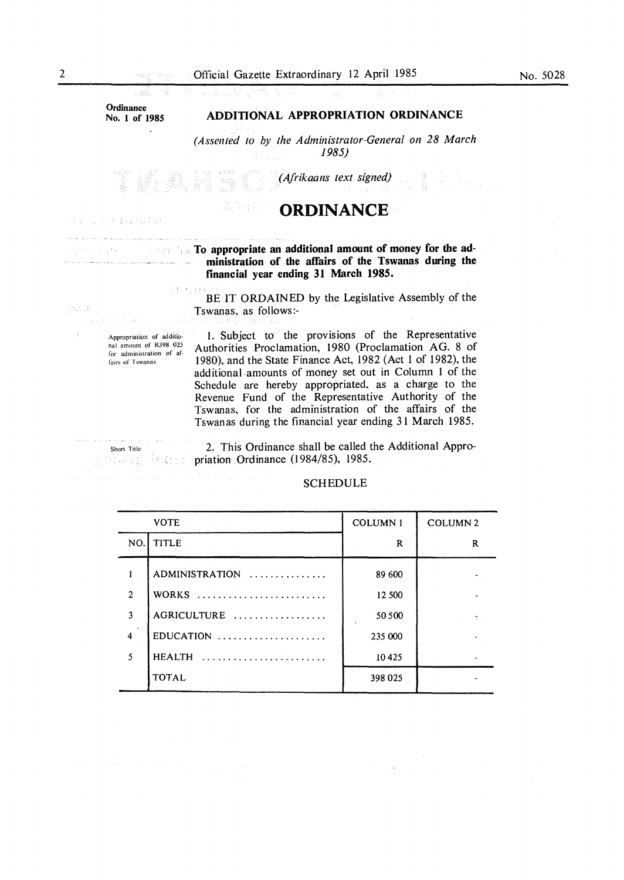**Ordinance No. 1 of 1985**

## ADDITIONAL APPROPRIATION ORDINANCE

*(Assented to by the Administrator-General on 28 March 1985)*

*(Afrikaans text signed)*

# ORDINANCE

**To appropriate an additional amount of money for the administration of the affairs of the Tswanas during the financial year ending 31 March 1985.**

BE IT ORDAINED by the Legislative Assembly of the Tswanas, as follows:-

Appropriation of additional amount of R398 025 for administration of affairs of Tswanas

1. Subject to the provisions of the Representative Authorities Proclamation, 1980 (Proclamation AG. 8 of 1980), and the State Finance Act, 1982 (Act 1 of 1982), the additional amounts of money set out in Column 1 of the Schedule are hereby appropriated, as a charge to the Revenue Fund of the Representative Authority of the Tswanas, for the administration of the affairs of the Tswanas during the financial year ending 31 March 1985.

Short Title

2. This Ordinance shall be called the Additional Appropriation Ordinance (1984/85), 1985.

SCHEDULE

| VOTE | | COLUMN 1 | COLUMN 2 |
|---|---|---|---|
| NO. | TITLE | R | R |
| 1 | ADMINISTRATION .............. | 89 600 | - |
| 2 | WORKS ........................ | 12 500 | - |
| 3 | AGRICULTURE .................. | 50 500 | - |
| 4 | EDUCATION .................... | 235 000 | - |
| 5 | HEALTH ....................... | 10 425 | - |
| | TOTAL | 398 025 | - |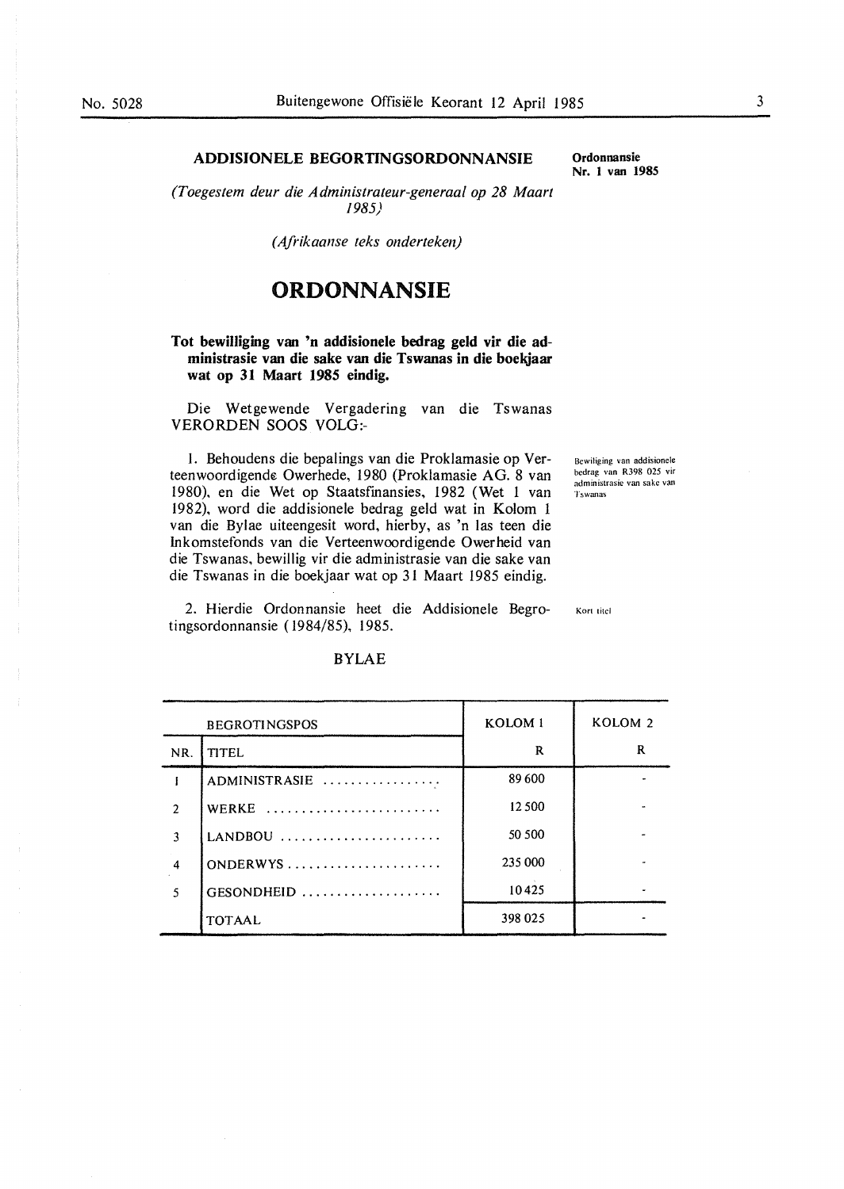## ADDISIONELE BEGORTINGSORDONNANSIE

**Ordonnansie Nr. 1 van 1985**

*(Toegestem deur die Administrateur-generaal op 28 Maart 1985)*

*(Afrikaanse teks onderteken)*

# ORDONNANSIE

**Tot bewilliging van 'n addisionele bedrag geld vir die administrasie van die sake van die Tswanas in die boekjaar wat op 31 Maart 1985 eindig.**

Die Wetgewende Vergadering van die Tswanas VERORDEN SOOS VOLG:-

Bewiliging van addisionele bedrag van R398 025 vir administrasie van sake van Tswanas

1. Behoudens die bepalings van die Proklamasie op Verteenwoordigende Owerhede, 1980 (Proklamasie AG. 8 van 1980), en die Wet op Staatsfinansies, 1982 (Wet 1 van 1982), word die addisionele bedrag geld wat in Kolom 1 van die Bylae uiteengesit word, hierby, as 'n las teen die Inkomstefonds van die Verteenwoordigende Owerheid van die Tswanas, bewillig vir die administrasie van die sake van die Tswanas in die boekjaar wat op 31 Maart 1985 eindig.

Kort titel

2. Hierdie Ordonnansie heet die Addisionele Begrotingsordonnansie (1984/85), 1985.

BYLAE

| BEGROTINGSPOS | | KOLOM 1 | KOLOM 2 |
|---|---|---|---|
| NR. | TITEL | R | R |
| 1 | ADMINISTRASIE ................. | 89 600 | - |
| 2 | WERKE ......................... | 12 500 | - |
| 3 | LANDBOU ....................... | 50 500 | - |
| 4 | ONDERWYS ...................... | 235 000 | - |
| 5 | GESONDHEID .................... | 10 425 | - |
| | TOTAAL | 398 025 | - |